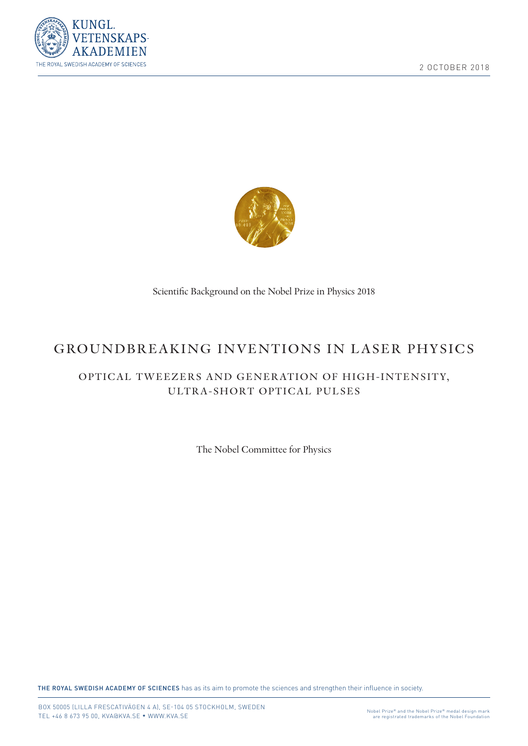KUNGL. VETENSKAPS-AKADEMIEN

THE ROYAL SWEDISH ACADEMY OF SCIENCES

2 OCTOBER 2018

Scientific Background on the Nobel Prize in Physics 2018

# GROUNDBREAKING INVENTIONS IN LASER PHYSICS

## OPTICAL TWEEZERS AND GENERATION OF HIGH-INTENSITY, ULTRA-SHORT OPTICAL PULSES

The Nobel Committee for Physics

**THE ROYAL SWEDISH ACADEMY OF SCIENCES** has as its aim to promote the sciences and strengthen their influence in society.

BOX 50005 (LILLA FRESCATIVÄGEN 4 A), SE-104 05 STOCKHOLM, SWEDEN
TEL +46 8 673 95 00, KVA@KVA.SE * WWW.KVA.SE

Nobel Prize® and the Nobel Prize® medal design mark are registrated trademarks of the Nobel Foundation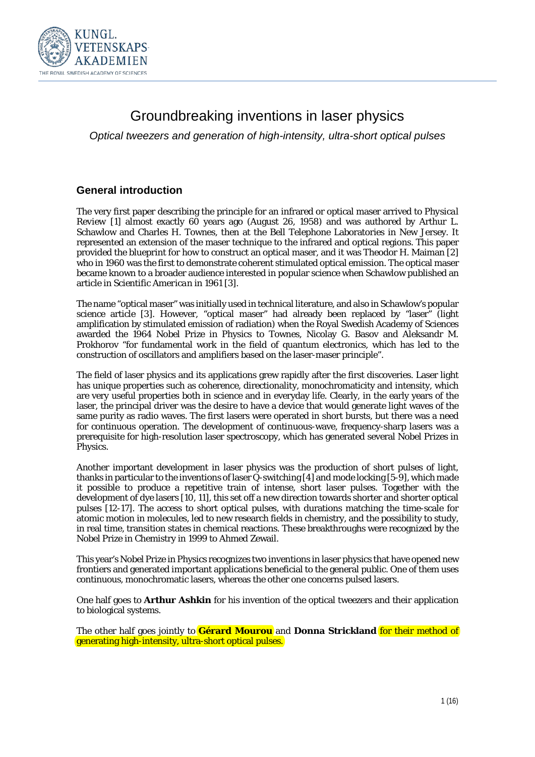# Groundbreaking inventions in laser physics

*Optical tweezers and generation of high-intensity, ultra-short optical pulses*

## General introduction

The very first paper describing the principle for an infrared or optical maser arrived to *Physical Review* [1] almost exactly 60 years ago (August 26, 1958) and was authored by Arthur L. Schawlow and Charles H. Townes, then at the Bell Telephone Laboratories in New Jersey. It represented an extension of the maser technique to the infrared and optical regions. This paper provided the blueprint for how to construct an optical maser, and it was Theodor H. Maiman [2] who in 1960 was the first to demonstrate coherent stimulated optical emission. The optical maser became known to a broader audience interested in popular science when Schawlow published an article in *Scientific American* in 1961 [3].

The name "optical maser" was initially used in technical literature, and also in Schawlow's popular science article [3]. However, "optical maser" had already been replaced by "laser" (light amplification by stimulated emission of radiation) when the Royal Swedish Academy of Sciences awarded the 1964 Nobel Prize in Physics to Townes, Nicolay G. Basov and Aleksandr M. Prokhorov "for fundamental work in the field of quantum electronics, which has led to the construction of oscillators and amplifiers based on the laser-maser principle".

The field of laser physics and its applications grew rapidly after the first discoveries. Laser light has unique properties such as coherence, directionality, monochromaticity and intensity, which are very useful properties both in science and in everyday life. Clearly, in the early years of the laser, the principal driver was the desire to have a device that would generate light waves of the same purity as radio waves. The first lasers were operated in short bursts, but there was a need for continuous operation. The development of continuous-wave, frequency-sharp lasers was a prerequisite for high-resolution laser spectroscopy, which has generated several Nobel Prizes in Physics.

Another important development in laser physics was the production of short pulses of light, thanks in particular to the inventions of laser Q-switching [4] and mode locking [5-9], which made it possible to produce a repetitive train of intense, short laser pulses. Together with the development of dye lasers [10, 11], this set off a new direction towards shorter and shorter optical pulses [12-17]. The access to short optical pulses, with durations matching the time-scale for atomic motion in molecules, led to new research fields in chemistry, and the possibility to study, in real time, transition states in chemical reactions. These breakthroughs were recognized by the Nobel Prize in Chemistry in 1999 to Ahmed Zewail.

This year's Nobel Prize in Physics recognizes two inventions in laser physics that have opened new frontiers and generated important applications beneficial to the general public. One of them uses continuous, monochromatic lasers, whereas the other one concerns pulsed lasers.

One half goes to **Arthur Ashkin** for his invention of the optical tweezers and their application to biological systems.

The other half goes jointly to **Gérard Mourou** and **Donna Strickland** for their method of generating high-intensity, ultra-short optical pulses.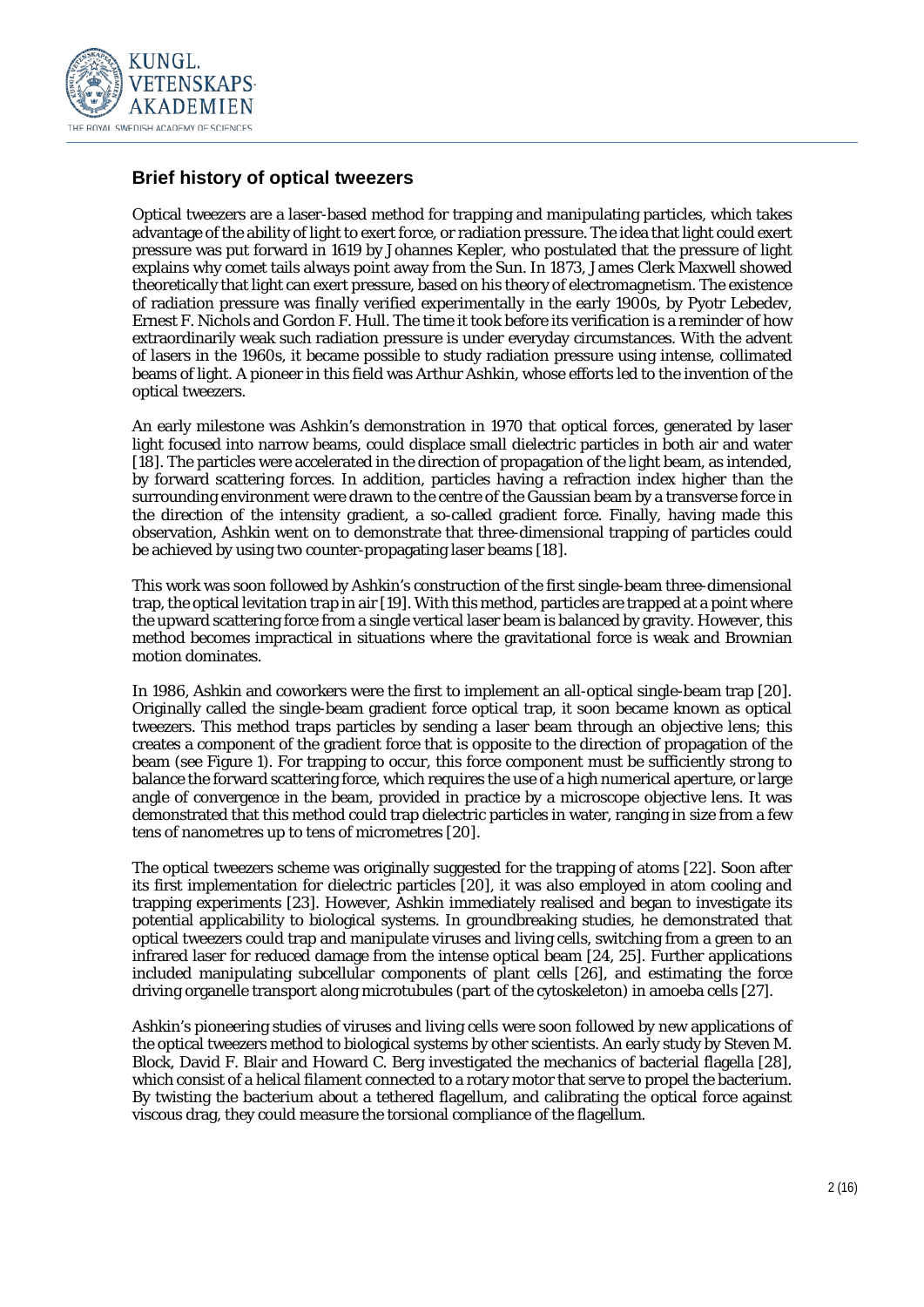## Brief history of optical tweezers

Optical tweezers are a laser-based method for trapping and manipulating particles, which takes advantage of the ability of light to exert force, or radiation pressure. The idea that light could exert pressure was put forward in 1619 by Johannes Kepler, who postulated that the pressure of light explains why comet tails always point away from the Sun. In 1873, James Clerk Maxwell showed theoretically that light can exert pressure, based on his theory of electromagnetism. The existence of radiation pressure was finally verified experimentally in the early 1900s, by Pyotr Lebedev, Ernest F. Nichols and Gordon F. Hull. The time it took before its verification is a reminder of how extraordinarily weak such radiation pressure is under everyday circumstances. With the advent of lasers in the 1960s, it became possible to study radiation pressure using intense, collimated beams of light. A pioneer in this field was Arthur Ashkin, whose efforts led to the invention of the optical tweezers.

An early milestone was Ashkin's demonstration in 1970 that optical forces, generated by laser light focused into narrow beams, could displace small dielectric particles in both air and water [18]. The particles were accelerated in the direction of propagation of the light beam, as intended, by forward scattering forces. In addition, particles having a refraction index higher than the surrounding environment were drawn to the centre of the Gaussian beam by a transverse force in the direction of the intensity gradient, a so-called gradient force. Finally, having made this observation, Ashkin went on to demonstrate that three-dimensional trapping of particles could be achieved by using two counter-propagating laser beams [18].

This work was soon followed by Ashkin's construction of the first single-beam three-dimensional trap, the optical levitation trap in air [19]. With this method, particles are trapped at a point where the upward scattering force from a single vertical laser beam is balanced by gravity. However, this method becomes impractical in situations where the gravitational force is weak and Brownian motion dominates.

In 1986, Ashkin and coworkers were the first to implement an all-optical single-beam trap [20]. Originally called the single-beam gradient force optical trap, it soon became known as optical tweezers. This method traps particles by sending a laser beam through an objective lens; this creates a component of the gradient force that is opposite to the direction of propagation of the beam (see Figure 1). For trapping to occur, this force component must be sufficiently strong to balance the forward scattering force, which requires the use of a high numerical aperture, or large angle of convergence in the beam, provided in practice by a microscope objective lens. It was demonstrated that this method could trap dielectric particles in water, ranging in size from a few tens of nanometres up to tens of micrometres [20].

The optical tweezers scheme was originally suggested for the trapping of atoms [22]. Soon after its first implementation for dielectric particles [20], it was also employed in atom cooling and trapping experiments [23]. However, Ashkin immediately realised and began to investigate its potential applicability to biological systems. In groundbreaking studies, he demonstrated that optical tweezers could trap and manipulate viruses and living cells, switching from a green to an infrared laser for reduced damage from the intense optical beam [24, 25]. Further applications included manipulating subcellular components of plant cells [26], and estimating the force driving organelle transport along microtubules (part of the cytoskeleton) in amoeba cells [27].

Ashkin's pioneering studies of viruses and living cells were soon followed by new applications of the optical tweezers method to biological systems by other scientists. An early study by Steven M. Block, David F. Blair and Howard C. Berg investigated the mechanics of bacterial flagella [28], which consist of a helical filament connected to a rotary motor that serve to propel the bacterium. By twisting the bacterium about a tethered flagellum, and calibrating the optical force against viscous drag, they could measure the torsional compliance of the flagellum.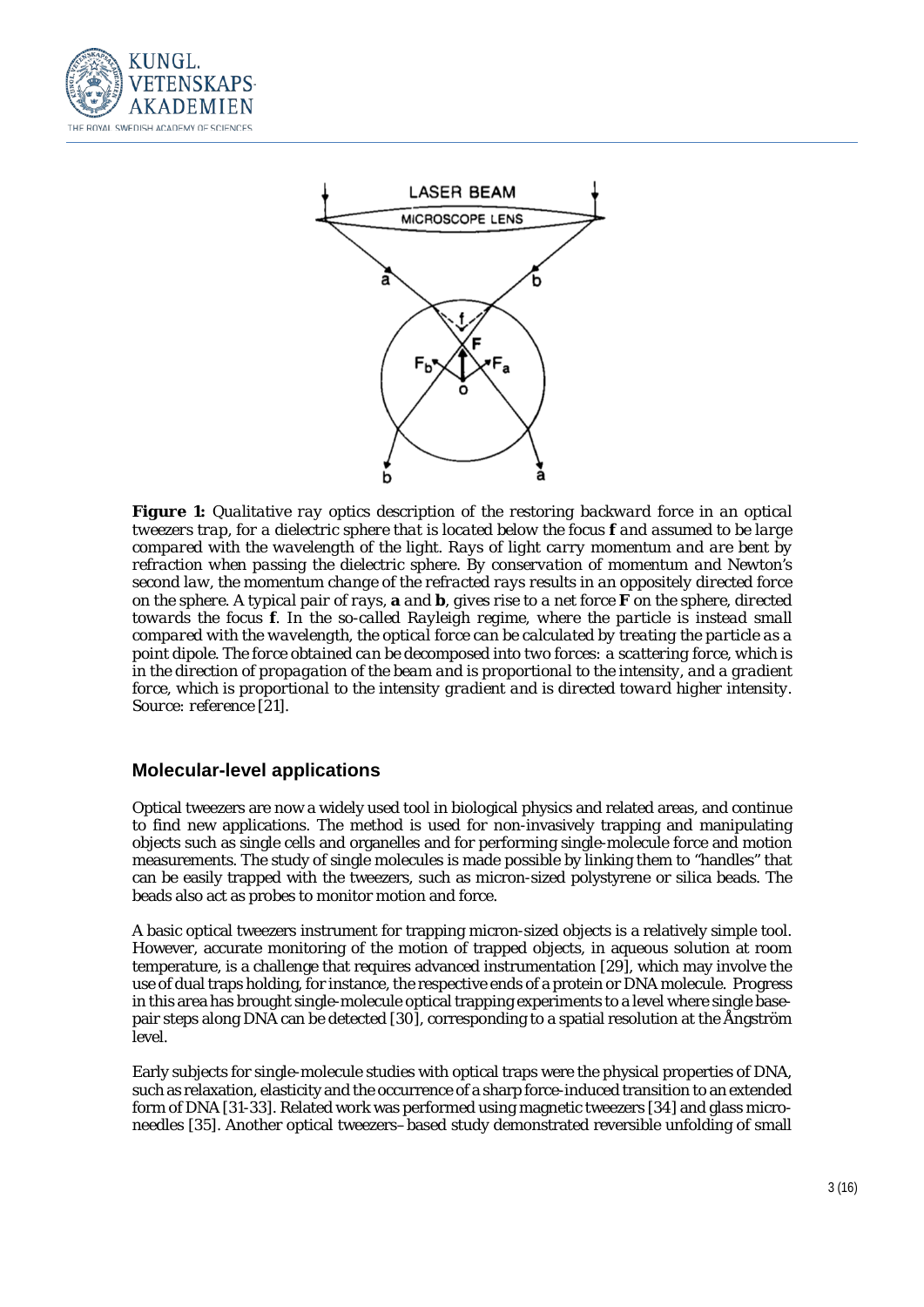**Figure 1:** *Qualitative ray optics description of the restoring backward force in an optical tweezers trap, for a dielectric sphere that is located below the focus* ***f*** *and assumed to be large compared with the wavelength of the light. Rays of light carry momentum and are bent by refraction when passing the dielectric sphere. By conservation of momentum and Newton's second law, the momentum change of the refracted rays results in an oppositely directed force on the sphere. A typical pair of rays,* ***a*** *and* ***b****, gives rise to a net force* ***F*** *on the sphere, directed towards the focus* ***f****. In the so-called Rayleigh regime, where the particle is instead small compared with the wavelength, the optical force can be calculated by treating the particle as a point dipole. The force obtained can be decomposed into two forces: a scattering force, which is in the direction of propagation of the beam and is proportional to the intensity, and a gradient force, which is proportional to the intensity gradient and is directed toward higher intensity. Source: reference [21].*

## Molecular-level applications

Optical tweezers are now a widely used tool in biological physics and related areas, and continue to find new applications. The method is used for non-invasively trapping and manipulating objects such as single cells and organelles and for performing single-molecule force and motion measurements. The study of single molecules is made possible by linking them to "handles" that can be easily trapped with the tweezers, such as micron-sized polystyrene or silica beads. The beads also act as probes to monitor motion and force.

A basic optical tweezers instrument for trapping micron-sized objects is a relatively simple tool. However, accurate monitoring of the motion of trapped objects, in aqueous solution at room temperature, is a challenge that requires advanced instrumentation [29], which may involve the use of dual traps holding, for instance, the respective ends of a protein or DNA molecule. Progress in this area has brought single-molecule optical trapping experiments to a level where single base-pair steps along DNA can be detected [30], corresponding to a spatial resolution at the Ångström level.

Early subjects for single-molecule studies with optical traps were the physical properties of DNA, such as relaxation, elasticity and the occurrence of a sharp force-induced transition to an extended form of DNA [31-33]. Related work was performed using magnetic tweezers [34] and glass micro-needles [35]. Another optical tweezers–based study demonstrated reversible unfolding of small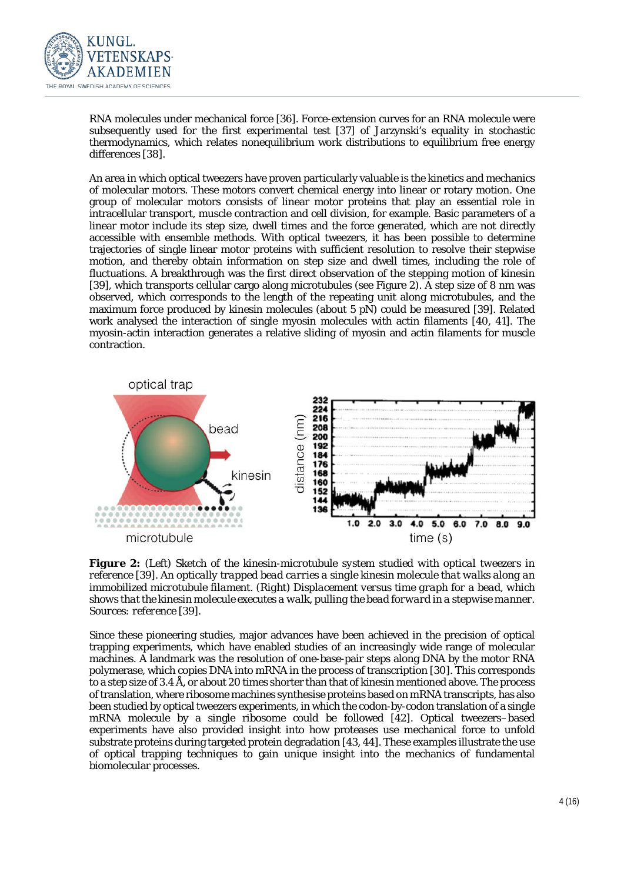RNA molecules under mechanical force [36]. Force-extension curves for an RNA molecule were subsequently used for the first experimental test [37] of Jarzynski's equality in stochastic thermodynamics, which relates nonequilibrium work distributions to equilibrium free energy differences [38].

An area in which optical tweezers have proven particularly valuable is the kinetics and mechanics of molecular motors. These motors convert chemical energy into linear or rotary motion. One group of molecular motors consists of linear motor proteins that play an essential role in intracellular transport, muscle contraction and cell division, for example. Basic parameters of a linear motor include its step size, dwell times and the force generated, which are not directly accessible with ensemble methods. With optical tweezers, it has been possible to determine trajectories of single linear motor proteins with sufficient resolution to resolve their stepwise motion, and thereby obtain information on step size and dwell times, including the role of fluctuations. A breakthrough was the first direct observation of the stepping motion of kinesin [39], which transports cellular cargo along microtubules (see Figure 2). A step size of 8 nm was observed, which corresponds to the length of the repeating unit along microtubules, and the maximum force produced by kinesin molecules (about 5 pN) could be measured [39]. Related work analysed the interaction of single myosin molecules with actin filaments [40, 41]. The myosin-actin interaction generates a relative sliding of myosin and actin filaments for muscle contraction.

**Figure 2:** *(Left) Sketch of the kinesin-microtubule system studied with optical tweezers in reference [39]. An optically trapped bead carries a single kinesin molecule that walks along an immobilized microtubule filament. (Right) Displacement versus time graph for a bead, which shows that the kinesin molecule executes a walk, pulling the bead forward in a stepwise manner. Sources: reference [39].*

Since these pioneering studies, major advances have been achieved in the precision of optical trapping experiments, which have enabled studies of an increasingly wide range of molecular machines. A landmark was the resolution of one-base-pair steps along DNA by the motor RNA polymerase, which copies DNA into mRNA in the process of transcription [30]. This corresponds to a step size of 3.4 Å, or about 20 times shorter than that of kinesin mentioned above. The process of translation, where ribosome machines synthesise proteins based on mRNA transcripts, has also been studied by optical tweezers experiments, in which the codon-by-codon translation of a single mRNA molecule by a single ribosome could be followed [42]. Optical tweezers–based experiments have also provided insight into how proteases use mechanical force to unfold substrate proteins during targeted protein degradation [43, 44]. These examples illustrate the use of optical trapping techniques to gain unique insight into the mechanics of fundamental biomolecular processes.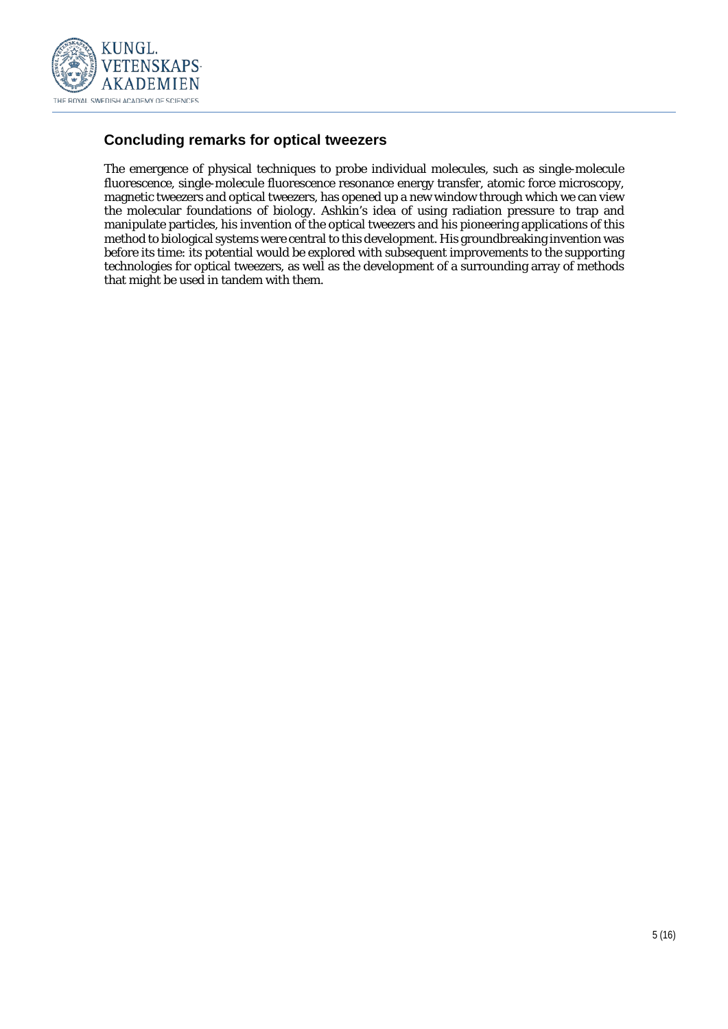## Concluding remarks for optical tweezers

The emergence of physical techniques to probe individual molecules, such as single-molecule fluorescence, single-molecule fluorescence resonance energy transfer, atomic force microscopy, magnetic tweezers and optical tweezers, has opened up a new window through which we can view the molecular foundations of biology. Ashkin's idea of using radiation pressure to trap and manipulate particles, his invention of the optical tweezers and his pioneering applications of this method to biological systems were central to this development. His groundbreaking invention was before its time: its potential would be explored with subsequent improvements to the supporting technologies for optical tweezers, as well as the development of a surrounding array of methods that might be used in tandem with them.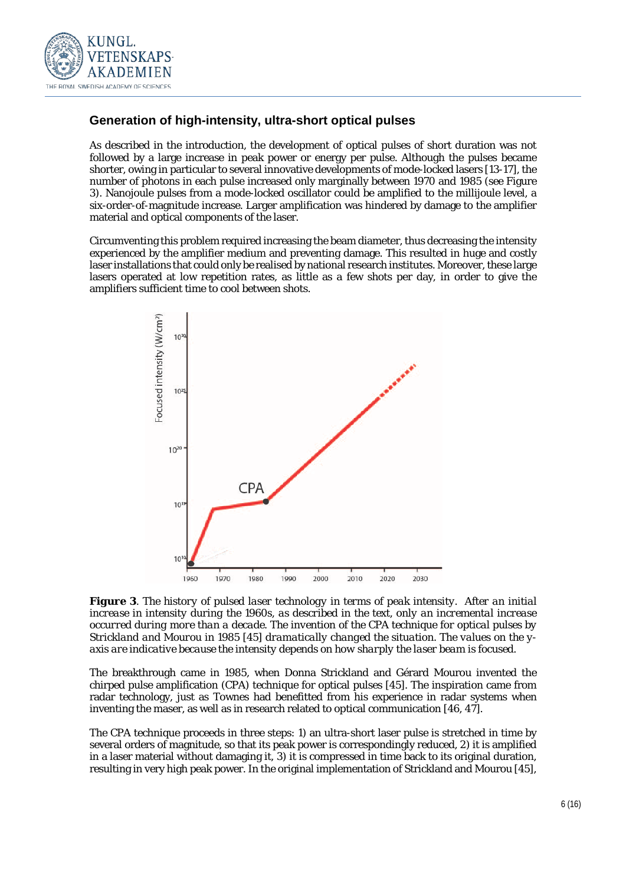## Generation of high-intensity, ultra-short optical pulses

As described in the introduction, the development of optical pulses of short duration was not followed by a large increase in peak power or energy per pulse. Although the pulses became shorter, owing in particular to several innovative developments of mode-locked lasers [13-17], the number of photons in each pulse increased only marginally between 1970 and 1985 (see Figure 3). Nanojoule pulses from a mode-locked oscillator could be amplified to the millijoule level, a six-order-of-magnitude increase. Larger amplification was hindered by damage to the amplifier material and optical components of the laser.

Circumventing this problem required increasing the beam diameter, thus decreasing the intensity experienced by the amplifier medium and preventing damage. This resulted in huge and costly laser installations that could only be realised by national research institutes. Moreover, these large lasers operated at low repetition rates, as little as a few shots per day, in order to give the amplifiers sufficient time to cool between shots.

***Figure 3**. The history of pulsed laser technology in terms of peak intensity. After an initial increase in intensity during the 1960s, as described in the text, only an incremental increase occurred during more than a decade. The invention of the CPA technique for optical pulses by Strickland and Mourou in 1985 [45] dramatically changed the situation. The values on the y-axis are indicative because the intensity depends on how sharply the laser beam is focused.*

The breakthrough came in 1985, when Donna Strickland and Gérard Mourou invented the chirped pulse amplification (CPA) technique for optical pulses [45]. The inspiration came from radar technology, just as Townes had benefitted from his experience in radar systems when inventing the maser, as well as in research related to optical communication [46, 47].

The CPA technique proceeds in three steps: 1) an ultra-short laser pulse is stretched in time by several orders of magnitude, so that its peak power is correspondingly reduced, 2) it is amplified in a laser material without damaging it, 3) it is compressed in time back to its original duration, resulting in very high peak power. In the original implementation of Strickland and Mourou [45],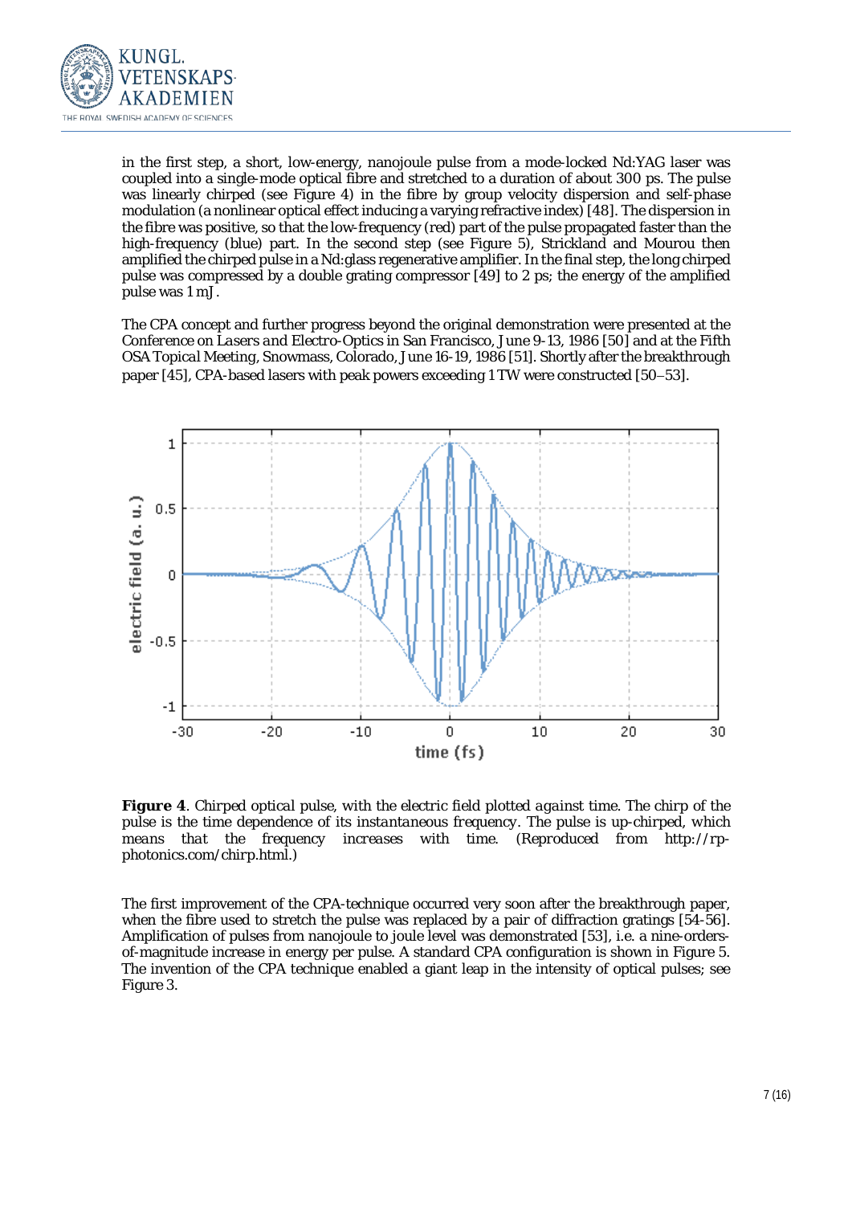in the first step, a short, low-energy, nanojoule pulse from a mode-locked Nd:YAG laser was coupled into a single-mode optical fibre and stretched to a duration of about 300 ps. The pulse was linearly chirped (see Figure 4) in the fibre by group velocity dispersion and self-phase modulation (a nonlinear optical effect inducing a varying refractive index) [48]. The dispersion in the fibre was positive, so that the low-frequency (red) part of the pulse propagated faster than the high-frequency (blue) part. In the second step (see Figure 5), Strickland and Mourou then amplified the chirped pulse in a Nd:glass regenerative amplifier. In the final step, the long chirped pulse was compressed by a double grating compressor [49] to 2 ps; the energy of the amplified pulse was 1 mJ.

The CPA concept and further progress beyond the original demonstration were presented at the *Conference on Lasers and Electro-Optics* in San Francisco, June 9-13, 1986 [50] and at the Fifth OSA Topical Meeting, Snowmass, Colorado, June 16-19, 1986 [51]. Shortly after the breakthrough paper [45], CPA-based lasers with peak powers exceeding 1 TW were constructed [50–53].

**Figure 4**. Chirped optical pulse, with the electric field plotted against time. The chirp of the pulse is the time dependence of its instantaneous frequency. The pulse is up-chirped, which means that the frequency increases with time. (Reproduced from http://rp-photonics.com/chirp.html.)

The first improvement of the CPA-technique occurred very soon after the breakthrough paper, when the fibre used to stretch the pulse was replaced by a pair of diffraction gratings [54-56]. Amplification of pulses from nanojoule to joule level was demonstrated [53], i.e. a nine-orders-of-magnitude increase in energy per pulse. A standard CPA configuration is shown in Figure 5. The invention of the CPA technique enabled a giant leap in the intensity of optical pulses; see Figure 3.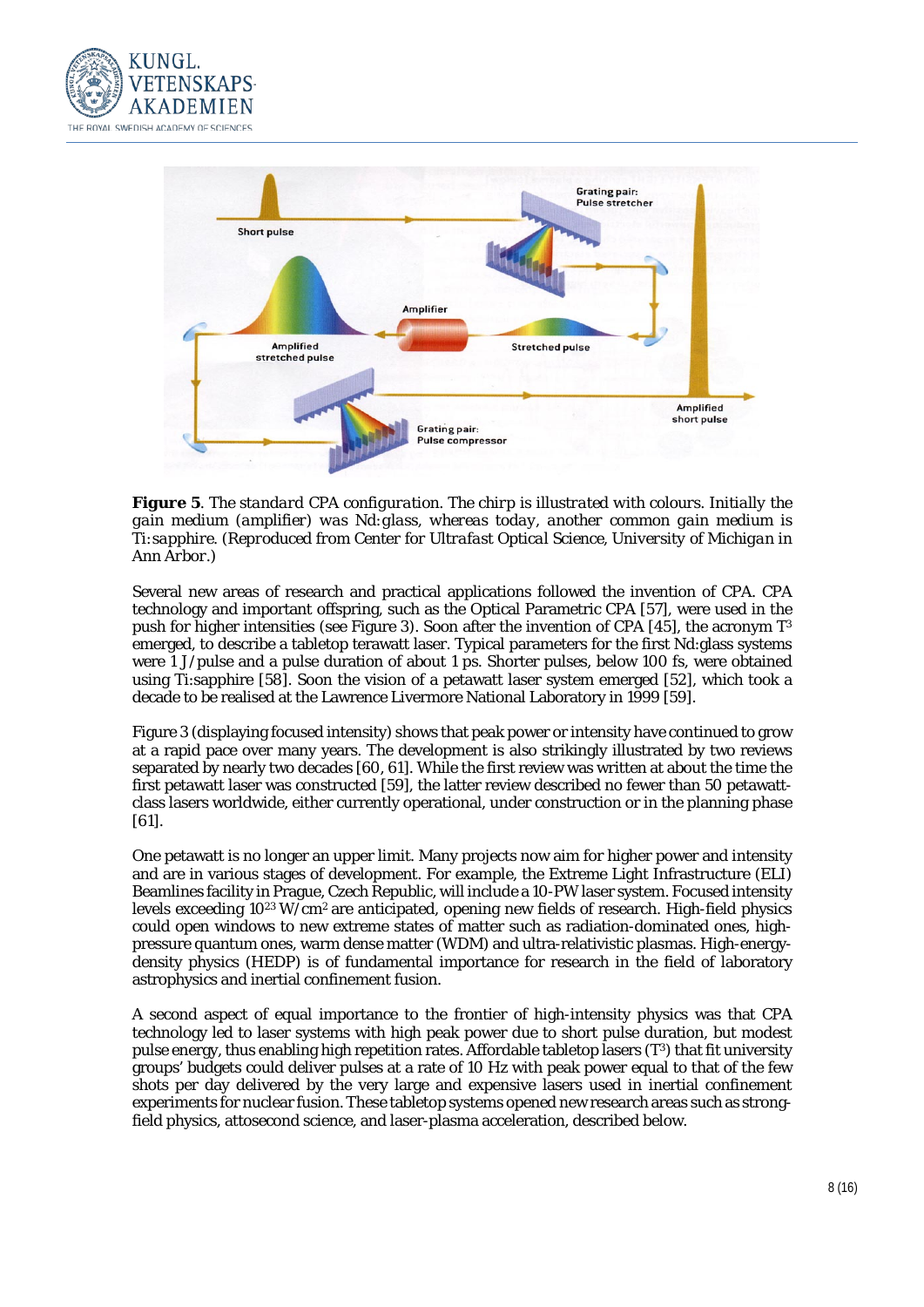**Figure 5**. *The standard CPA configuration. The chirp is illustrated with colours. Initially the gain medium (amplifier) was Nd:glass, whereas today, another common gain medium is Ti:sapphire. (Reproduced from Center for Ultrafast Optical Science, University of Michigan in Ann Arbor.)*

Several new areas of research and practical applications followed the invention of CPA. CPA technology and important offspring, such as the Optical Parametric CPA [57], were used in the push for higher intensities (see Figure 3). Soon after the invention of CPA [45], the acronym $T^3$ emerged, to describe a tabletop terawatt laser. Typical parameters for the first Nd:glass systems were 1 J/pulse and a pulse duration of about 1 ps. Shorter pulses, below 100 fs, were obtained using Ti:sapphire [58]. Soon the vision of a petawatt laser system emerged [52], which took a decade to be realised at the Lawrence Livermore National Laboratory in 1999 [59].

Figure 3 (displaying focused intensity) shows that peak power or intensity have continued to grow at a rapid pace over many years. The development is also strikingly illustrated by two reviews separated by nearly two decades [60, 61]. While the first review was written at about the time the first petawatt laser was constructed [59], the latter review described no fewer than 50 petawatt-class lasers worldwide, either currently operational, under construction or in the planning phase [61].

One petawatt is no longer an upper limit. Many projects now aim for higher power and intensity and are in various stages of development. For example, the Extreme Light Infrastructure (ELI) Beamlines facility in Prague, Czech Republic, will include a 10-PW laser system. Focused intensity levels exceeding $10^{23}$ W/cm$^2$ are anticipated, opening new fields of research. High-field physics could open windows to new extreme states of matter such as radiation-dominated ones, high-pressure quantum ones, warm dense matter (WDM) and ultra-relativistic plasmas. High-energy-density physics (HEDP) is of fundamental importance for research in the field of laboratory astrophysics and inertial confinement fusion.

A second aspect of equal importance to the frontier of high-intensity physics was that CPA technology led to laser systems with high peak power due to short pulse duration, but modest pulse energy, thus enabling high repetition rates. Affordable tabletop lasers ($T^3$) that fit university groups' budgets could deliver pulses at a rate of 10 Hz with peak power equal to that of the few shots per day delivered by the very large and expensive lasers used in inertial confinement experiments for nuclear fusion. These tabletop systems opened new research areas such as strong-field physics, attosecond science, and laser-plasma acceleration, described below.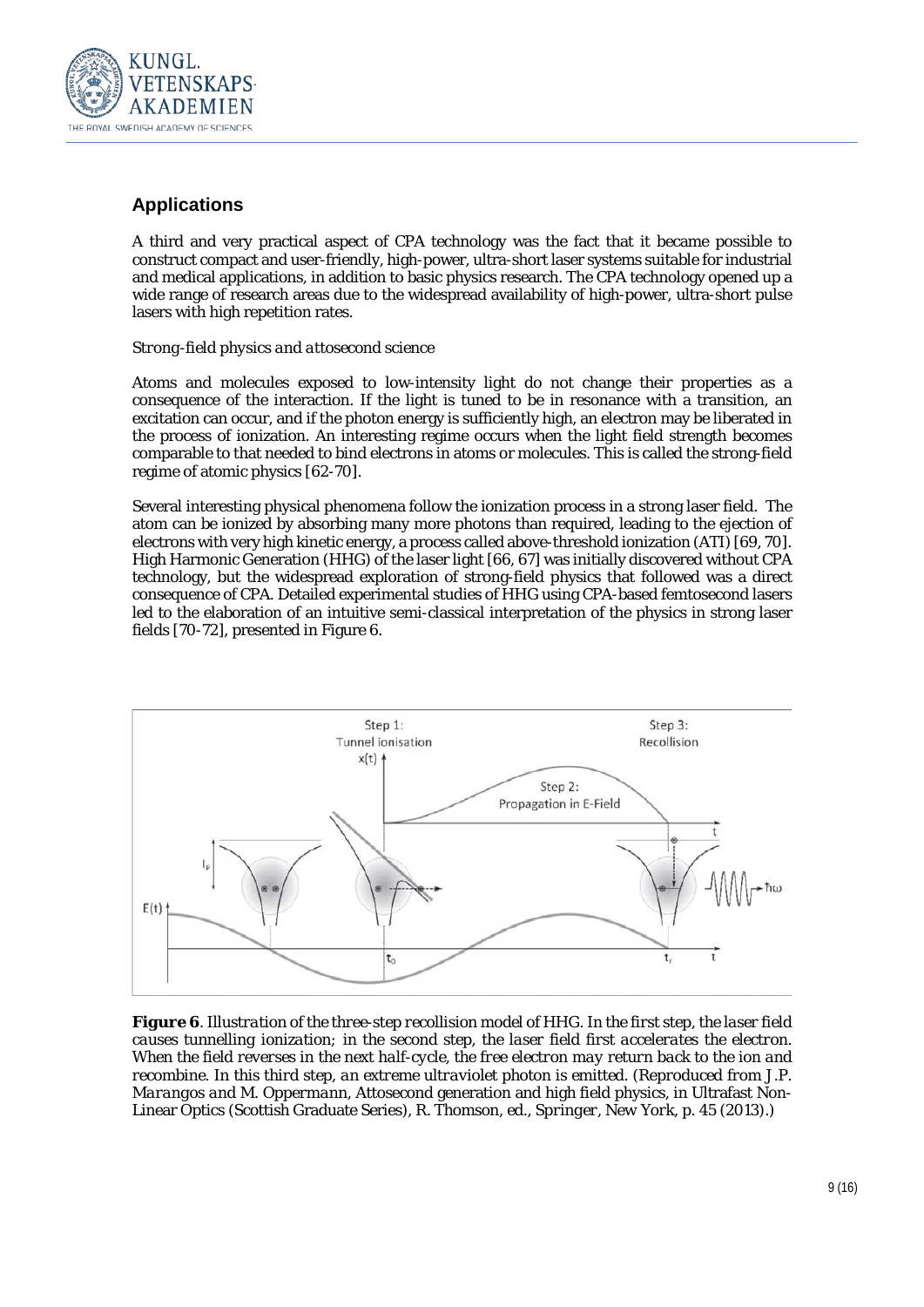## Applications

A third and very practical aspect of CPA technology was the fact that it became possible to construct compact and user-friendly, high-power, ultra-short laser systems suitable for industrial and medical applications, in addition to basic physics research. The CPA technology opened up a wide range of research areas due to the widespread availability of high-power, ultra-short pulse lasers with high repetition rates.

*Strong-field physics and attosecond science*

Atoms and molecules exposed to low-intensity light do not change their properties as a consequence of the interaction. If the light is tuned to be in resonance with a transition, an excitation can occur, and if the photon energy is sufficiently high, an electron may be liberated in the process of ionization. An interesting regime occurs when the light field strength becomes comparable to that needed to bind electrons in atoms or molecules. This is called the strong-field regime of atomic physics [62-70].

Several interesting physical phenomena follow the ionization process in a strong laser field. The atom can be ionized by absorbing many more photons than required, leading to the ejection of electrons with very high kinetic energy, a process called above-threshold ionization (ATI) [69, 70]. High Harmonic Generation (HHG) of the laser light [66, 67] was initially discovered without CPA technology, but the widespread exploration of strong-field physics that followed was a direct consequence of CPA. Detailed experimental studies of HHG using CPA-based femtosecond lasers led to the elaboration of an intuitive semi-classical interpretation of the physics in strong laser fields [70-72], presented in Figure 6.

***Figure 6**. Illustration of the three-step recollision model of HHG. In the first step, the laser field causes tunnelling ionization; in the second step, the laser field first accelerates the electron. When the field reverses in the next half-cycle, the free electron may return back to the ion and recombine. In this third step, an extreme ultraviolet photon is emitted. (Reproduced from J.P. Marangos and M. Oppermann,* Attosecond generation and high field physics, in Ultrafast Non-Linear Optics (Scottish Graduate Series), R. Thomson, ed., Springer, New York, p. 45 (2013).)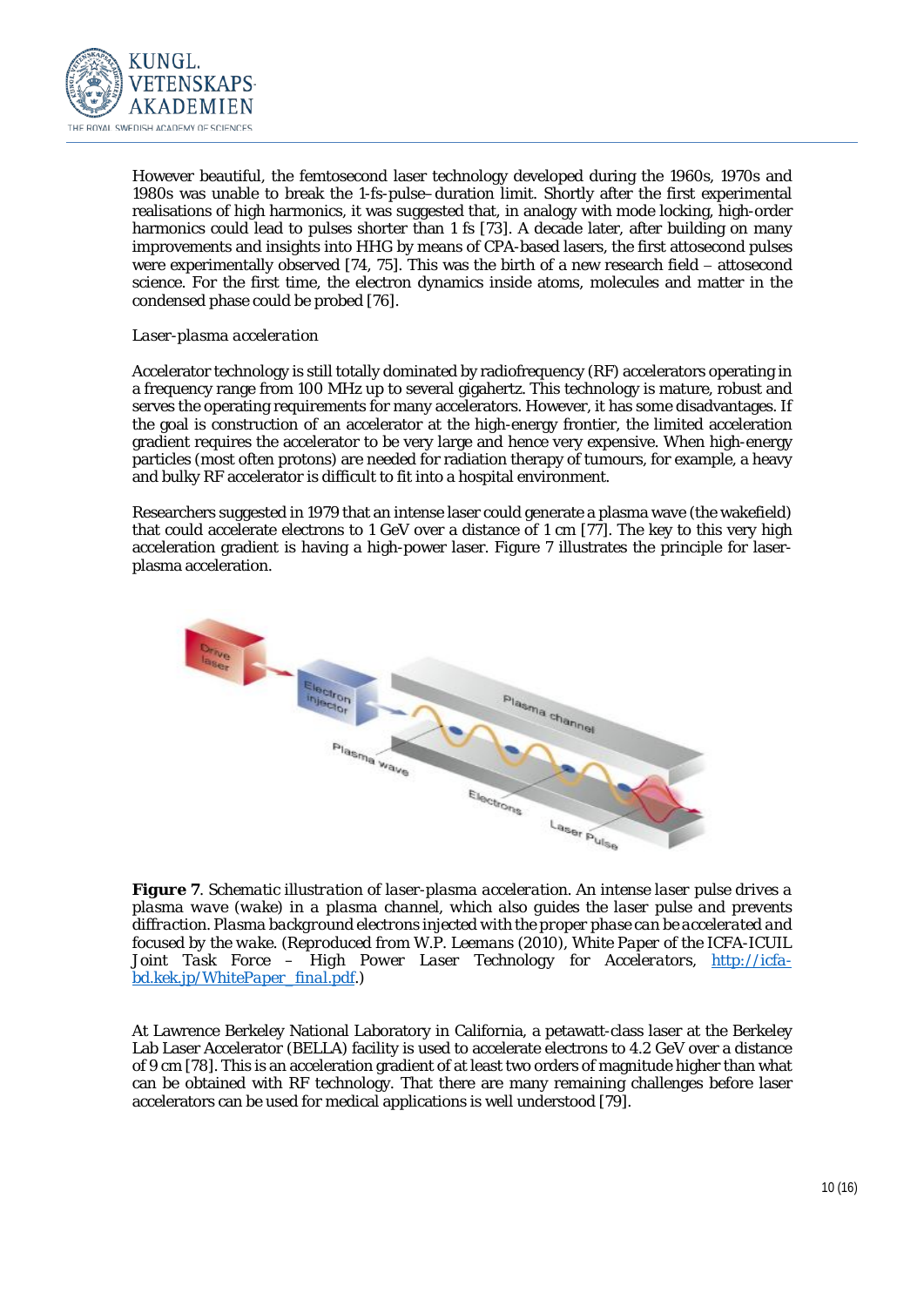However beautiful, the femtosecond laser technology developed during the 1960s, 1970s and 1980s was unable to break the 1-fs-pulse–duration limit. Shortly after the first experimental realisations of high harmonics, it was suggested that, in analogy with mode locking, high-order harmonics could lead to pulses shorter than 1 fs [73]. A decade later, after building on many improvements and insights into HHG by means of CPA-based lasers, the first attosecond pulses were experimentally observed [74, 75]. This was the birth of a new research field – attosecond science. For the first time, the electron dynamics inside atoms, molecules and matter in the condensed phase could be probed [76].

*Laser-plasma acceleration*

Accelerator technology is still totally dominated by radiofrequency (RF) accelerators operating in a frequency range from 100 MHz up to several gigahertz. This technology is mature, robust and serves the operating requirements for many accelerators. However, it has some disadvantages. If the goal is construction of an accelerator at the high-energy frontier, the limited acceleration gradient requires the accelerator to be very large and hence very expensive. When high-energy particles (most often protons) are needed for radiation therapy of tumours, for example, a heavy and bulky RF accelerator is difficult to fit into a hospital environment.

Researchers suggested in 1979 that an intense laser could generate a plasma wave (the wakefield) that could accelerate electrons to 1 GeV over a distance of 1 cm [77]. The key to this very high acceleration gradient is having a high-power laser. Figure 7 illustrates the principle for laser-plasma acceleration.

**Figure 7**. *Schematic illustration of laser-plasma acceleration. An intense laser pulse drives a plasma wave (wake) in a plasma channel, which also guides the laser pulse and prevents diffraction. Plasma background electrons injected with the proper phase can be accelerated and focused by the wake. (Reproduced from W.P. Leemans (2010), White Paper of the ICFA-ICUIL Joint Task Force – High Power Laser Technology for Accelerators,* [http://icfa-bd.kek.jp/WhitePaper_final.pdf](http://icfa-bd.kek.jp/WhitePaper_final.pdf).)

At Lawrence Berkeley National Laboratory in California, a petawatt-class laser at the Berkeley Lab Laser Accelerator (BELLA) facility is used to accelerate electrons to 4.2 GeV over a distance of 9 cm [78]. This is an acceleration gradient of at least two orders of magnitude higher than what can be obtained with RF technology. That there are many remaining challenges before laser accelerators can be used for medical applications is well understood [79].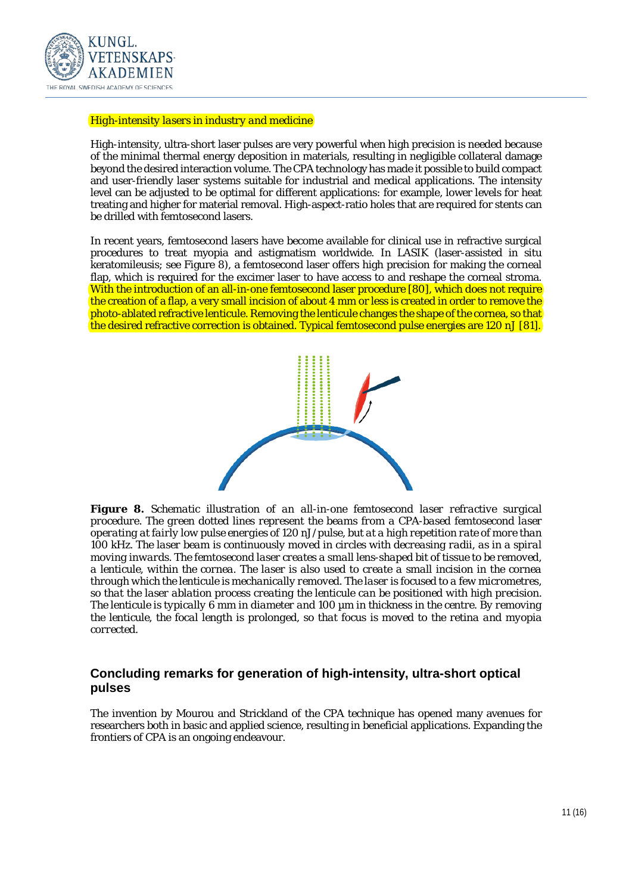*High-intensity lasers in industry and medicine*

High-intensity, ultra-short laser pulses are very powerful when high precision is needed because of the minimal thermal energy deposition in materials, resulting in negligible collateral damage beyond the desired interaction volume. The CPA technology has made it possible to build compact and user-friendly laser systems suitable for industrial and medical applications. The intensity level can be adjusted to be optimal for different applications: for example, lower levels for heat treating and higher for material removal. High-aspect-ratio holes that are required for stents can be drilled with femtosecond lasers.

In recent years, femtosecond lasers have become available for clinical use in refractive surgical procedures to treat myopia and astigmatism worldwide. In LASIK (laser-assisted in situ keratomileusis; see Figure 8), a femtosecond laser offers high precision for making the corneal flap, which is required for the excimer laser to have access to and reshape the corneal stroma. With the introduction of an all-in-one femtosecond laser procedure [80], which does not require the creation of a flap, a very small incision of about 4 mm or less is created in order to remove the photo-ablated refractive lenticule. Removing the lenticule changes the shape of the cornea, so that the desired refractive correction is obtained. Typical femtosecond pulse energies are 120 nJ [81].

**Figure 8.** *Schematic illustration of an all-in-one femtosecond laser refractive surgical procedure. The green dotted lines represent the beams from a CPA-based femtosecond laser operating at fairly low pulse energies of 120 nJ/pulse, but at a high repetition rate of more than 100 kHz. The laser beam is continuously moved in circles with decreasing radii, as in a spiral moving inwards. The femtosecond laser creates a small lens-shaped bit of tissue to be removed, a lenticule, within the cornea. The laser is also used to create a small incision in the cornea through which the lenticule is mechanically removed. The laser is focused to a few micrometres, so that the laser ablation process creating the lenticule can be positioned with high precision. The lenticule is typically 6 mm in diameter and 100 µm in thickness in the centre. By removing the lenticule, the focal length is prolonged, so that focus is moved to the retina and myopia corrected.*

## Concluding remarks for generation of high-intensity, ultra-short optical pulses

The invention by Mourou and Strickland of the CPA technique has opened many avenues for researchers both in basic and applied science, resulting in beneficial applications. Expanding the frontiers of CPA is an ongoing endeavour.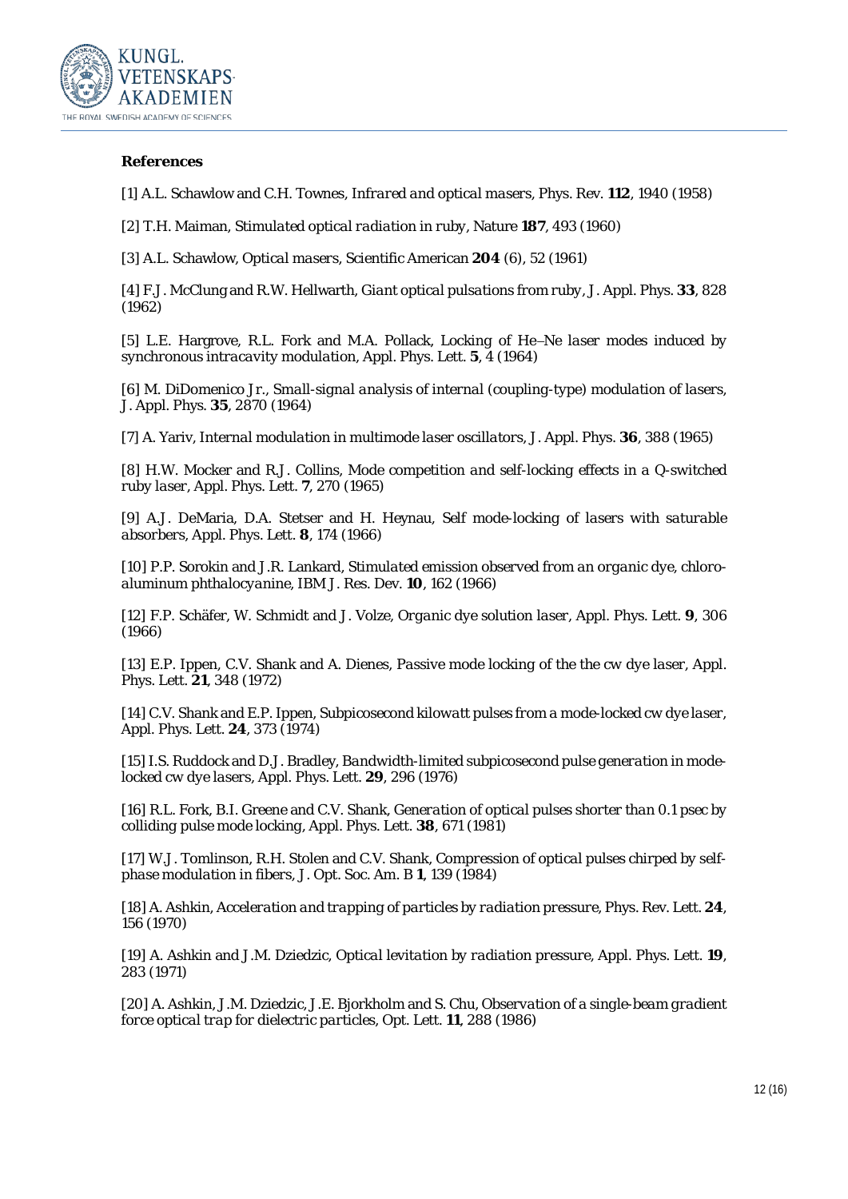**References**

[1] A.L. Schawlow and C.H. Townes, *Infrared and optical masers*, Phys. Rev. **112**, 1940 (1958)

[2] T.H. Maiman, *Stimulated optical radiation in ruby*, Nature **187**, 493 (1960)

[3] A.L. Schawlow, *Optical masers*, Scientific American **204** (6), 52 (1961)

[4] F.J. McClung and R.W. Hellwarth, *Giant optical pulsations from ruby*, J. Appl. Phys. **33**, 828 (1962)

[5] L.E. Hargrove, R.L. Fork and M.A. Pollack, *Locking of He–Ne laser modes induced by synchronous intracavity modulation*, Appl. Phys. Lett. **5**, 4 (1964)

[6] M. DiDomenico Jr., *Small-signal analysis of internal (coupling-type) modulation of lasers*, J. Appl. Phys. **35**, 2870 (1964)

[7] A. Yariv, *Internal modulation in multimode laser oscillators*, J. Appl. Phys. **36**, 388 (1965)

[8] H.W. Mocker and R.J. Collins, *Mode competition and self-locking effects in a Q-switched ruby laser*, Appl. Phys. Lett. **7**, 270 (1965)

[9] A.J. DeMaria, D.A. Stetser and H. Heynau, *Self mode-locking of lasers with saturable absorbers*, Appl. Phys. Lett. **8**, 174 (1966)

[10] P.P. Sorokin and J.R. Lankard, *Stimulated emission observed from an organic dye, chloro-aluminum phthalocyanine*, IBM J. Res. Dev. **10**, 162 (1966)

[12] F.P. Schäfer, W. Schmidt and J. Volze, *Organic dye solution laser*, Appl. Phys. Lett. **9**, 306 (1966)

[13] E.P. Ippen, C.V. Shank and A. Dienes, *Passive mode locking of the the cw dye laser*, Appl. Phys. Lett. **21**, 348 (1972)

[14] C.V. Shank and E.P. Ippen, *Subpicosecond kilowatt pulses from a mode-locked cw dye laser*, Appl. Phys. Lett. **24**, 373 (1974)

[15] I.S. Ruddock and D.J. Bradley, *Bandwidth-limited subpicosecond pulse generation in mode-locked cw dye lasers*, Appl. Phys. Lett. **29**, 296 (1976)

[16] R.L. Fork, B.I. Greene and C.V. Shank, *Generation of optical pulses shorter than 0.1 psec by colliding pulse mode locking*, Appl. Phys. Lett. **38**, 671 (1981)

[17] W.J. Tomlinson, R.H. Stolen and C.V. Shank, *Compression of optical pulses chirped by self-phase modulation in fibers*, J. Opt. Soc. Am. B **1**, 139 (1984)

[18] A. Ashkin, *Acceleration and trapping of particles by radiation pressure*, Phys. Rev. Lett. **24**, 156 (1970)

[19] A. Ashkin and J.M. Dziedzic, *Optical levitation by radiation pressure*, Appl. Phys. Lett. **19**, 283 (1971)

[20] A. Ashkin, J.M. Dziedzic, J.E. Bjorkholm and S. Chu, *Observation of a single-beam gradient force optical trap for dielectric particles*, Opt. Lett. **11**, 288 (1986)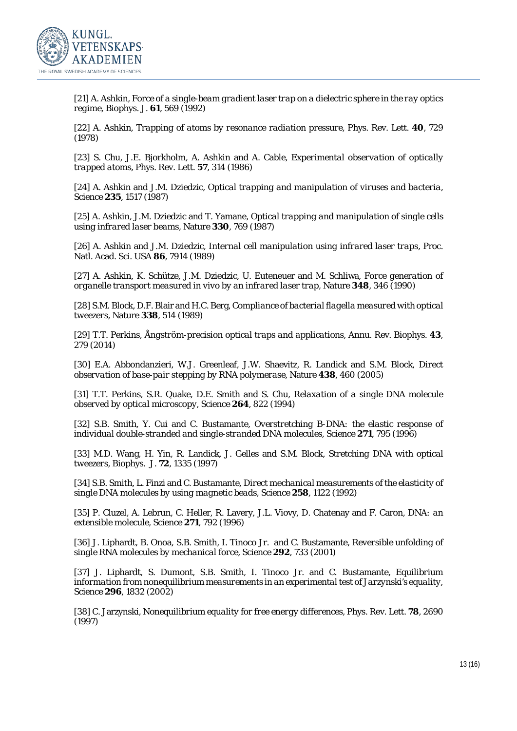[21] A. Ashkin, *Force of a single-beam gradient laser trap on a dielectric sphere in the ray optics regime*, Biophys. J. **61**, 569 (1992)

[22] A. Ashkin, *Trapping of atoms by resonance radiation pressure*, Phys. Rev. Lett. **40**, 729 (1978)

[23] S. Chu, J.E. Bjorkholm, A. Ashkin and A. Cable, *Experimental observation of optically trapped atoms*, Phys. Rev. Lett. **57**, 314 (1986)

[24] A. Ashkin and J.M. Dziedzic, *Optical trapping and manipulation of viruses and bacteria*, Science **235**, 1517 (1987)

[25] A. Ashkin, J.M. Dziedzic and T. Yamane, *Optical trapping and manipulation of single cells using infrared laser beams*, Nature **330**, 769 (1987)

[26] A. Ashkin and J.M. Dziedzic, *Internal cell manipulation using infrared laser traps*, Proc. Natl. Acad. Sci. USA **86**, 7914 (1989)

[27] A. Ashkin, K. Schütze, J.M. Dziedzic, U. Euteneuer and M. Schliwa, *Force generation of organelle transport measured in vivo by an infrared laser trap*, Nature **348**, 346 (1990)

[28] S.M. Block, D.F. Blair and H.C. Berg, *Compliance of bacterial flagella measured with optical tweezers*, Nature **338**, 514 (1989)

[29] T.T. Perkins, *Ångström-precision optical traps and applications*, Annu. Rev. Biophys. **43**, 279 (2014)

[30] E.A. Abbondanzieri, W.J. Greenleaf, J.W. Shaevitz, R. Landick and S.M. Block, *Direct observation of base-pair stepping by RNA polymerase*, Nature **438**, 460 (2005)

[31] T.T. Perkins, S.R. Quake, D.E. Smith and S. Chu, *Relaxation of a single DNA molecule observed by optical microscopy*, Science **264**, 822 (1994)

[32] S.B. Smith, Y. Cui and C. Bustamante, *Overstretching B-DNA: the elastic response of individual double-stranded and single-stranded DNA molecules*, Science **271**, 795 (1996)

[33] M.D. Wang, H. Yin, R. Landick, J. Gelles and S.M. Block, *Stretching DNA with optical tweezers*, Biophys. J. **72**, 1335 (1997)

[34] S.B. Smith, L. Finzi and C. Bustamante, *Direct mechanical measurements of the elasticity of single DNA molecules by using magnetic beads*, Science **258**, 1122 (1992)

[35] P. Cluzel, A. Lebrun, C. Heller, R. Lavery, J.L. Viovy, D. Chatenay and F. Caron, *DNA: an extensible molecule*, Science **271**, 792 (1996)

[36] J. Liphardt, B. Onoa, S.B. Smith, I. Tinoco Jr. and C. Bustamante, *Reversible unfolding of single RNA molecules by mechanical force*, Science **292**, 733 (2001)

[37] J. Liphardt, S. Dumont, S.B. Smith, I. Tinoco Jr. and C. Bustamante, *Equilibrium information from nonequilibrium measurements in an experimental test of Jarzynski's equality*, Science **296**, 1832 (2002)

[38] C. Jarzynski, *Nonequilibrium equality for free energy differences*, Phys. Rev. Lett. **78**, 2690 (1997)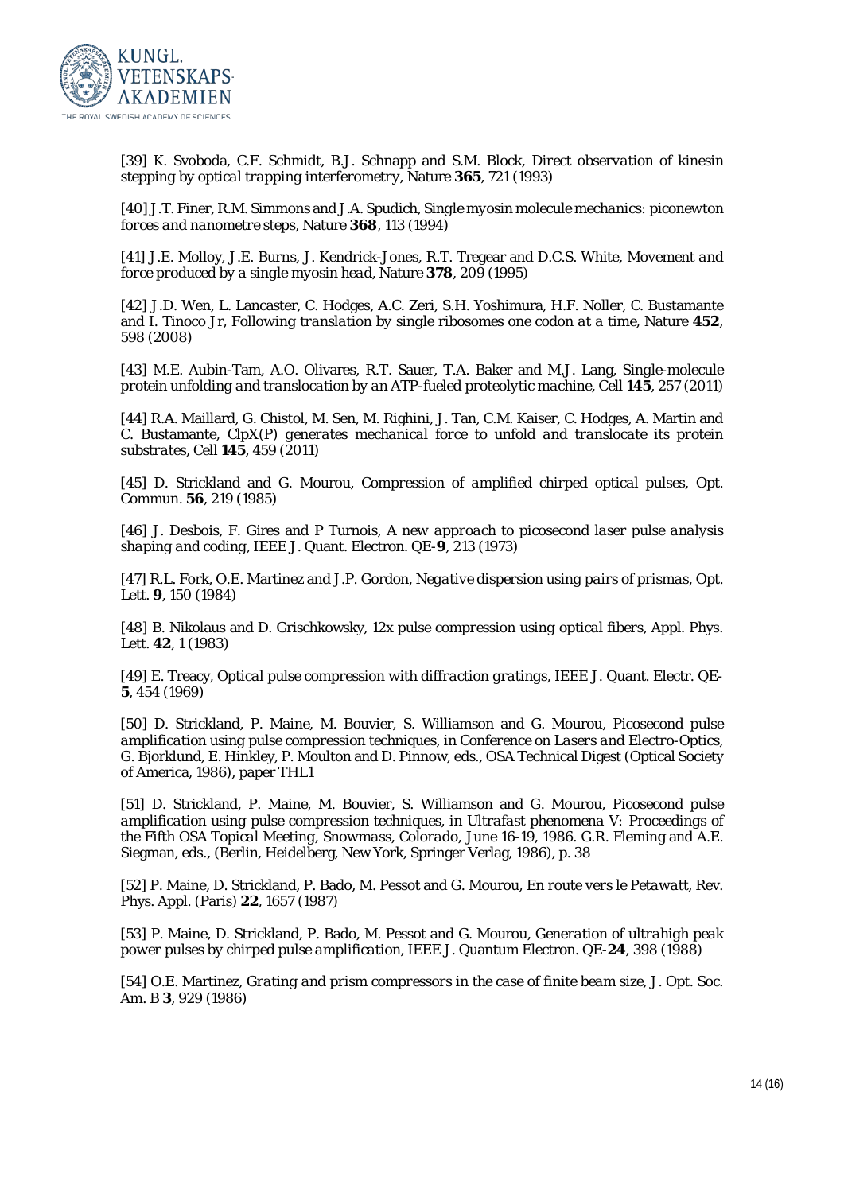[39] K. Svoboda, C.F. Schmidt, B.J. Schnapp and S.M. Block, *Direct observation of kinesin stepping by optical trapping interferometry*, Nature **365**, 721 (1993)

[40] J.T. Finer, R.M. Simmons and J.A. Spudich, *Single myosin molecule mechanics: piconewton forces and nanometre steps*, Nature **368**, 113 (1994)

[41] J.E. Molloy, J.E. Burns, J. Kendrick-Jones, R.T. Tregear and D.C.S. White, *Movement and force produced by a single myosin head*, Nature **378**, 209 (1995)

[42] J.D. Wen, L. Lancaster, C. Hodges, A.C. Zeri, S.H. Yoshimura, H.F. Noller, C. Bustamante and I. Tinoco Jr, *Following translation by single ribosomes one codon at a time*, Nature **452**, 598 (2008)

[43] M.E. Aubin-Tam, A.O. Olivares, R.T. Sauer, T.A. Baker and M.J. Lang, *Single-molecule protein unfolding and translocation by an ATP-fueled proteolytic machine*, Cell **145**, 257 (2011)

[44] R.A. Maillard, G. Chistol, M. Sen, M. Righini, J. Tan, C.M. Kaiser, C. Hodges, A. Martin and C. Bustamante, *ClpX(P) generates mechanical force to unfold and translocate its protein substrates*, Cell **145**, 459 (2011)

[45] D. Strickland and G. Mourou, *Compression of amplified chirped optical pulses*, Opt. Commun. **56**, 219 (1985)

[46] J. Desbois, F. Gires and P Turnois, *A new approach to picosecond laser pulse analysis shaping and coding*, IEEE J. Quant. Electron. QE-**9**, 213 (1973)

[47] R.L. Fork, O.E. Martinez and J.P. Gordon, *Negative dispersion using pairs of prismas*, Opt. Lett. **9**, 150 (1984)

[48] B. Nikolaus and D. Grischkowsky, *12x pulse compression using optical fibers*, Appl. Phys. Lett. **42**, 1 (1983)

[49] E. Treacy, *Optical pulse compression with diffraction gratings*, IEEE J. Quant. Electr. QE-**5**, 454 (1969)

[50] D. Strickland, P. Maine, M. Bouvier, S. Williamson and G. Mourou, *Picosecond pulse amplification using pulse compression techniques*, in *Conference on Lasers and Electro-Optics*, G. Bjorklund, E. Hinkley, P. Moulton and D. Pinnow, eds., OSA Technical Digest (Optical Society of America, 1986), paper THL1

[51] D. Strickland, P. Maine, M. Bouvier, S. Williamson and G. Mourou, *Picosecond pulse amplification using pulse compression techniques*, in *Ultrafast phenomena V: Proceedings of the Fifth OSA Topical Meeting, Snowmass, Colorado, June 16-19, 1986*. G.R. Fleming and A.E. Siegman, eds., (Berlin, Heidelberg, New York, Springer Verlag, 1986), p. 38

[52] P. Maine, D. Strickland, P. Bado, M. Pessot and G. Mourou, *En route vers le Petawatt*, Rev. Phys. Appl. (Paris) **22**, 1657 (1987)

[53] P. Maine, D. Strickland, P. Bado, M. Pessot and G. Mourou, *Generation of ultrahigh peak power pulses by chirped pulse amplification*, IEEE J. Quantum Electron. QE-**24**, 398 (1988)

[54] O.E. Martinez, *Grating and prism compressors in the case of finite beam size*, J. Opt. Soc. Am. B **3**, 929 (1986)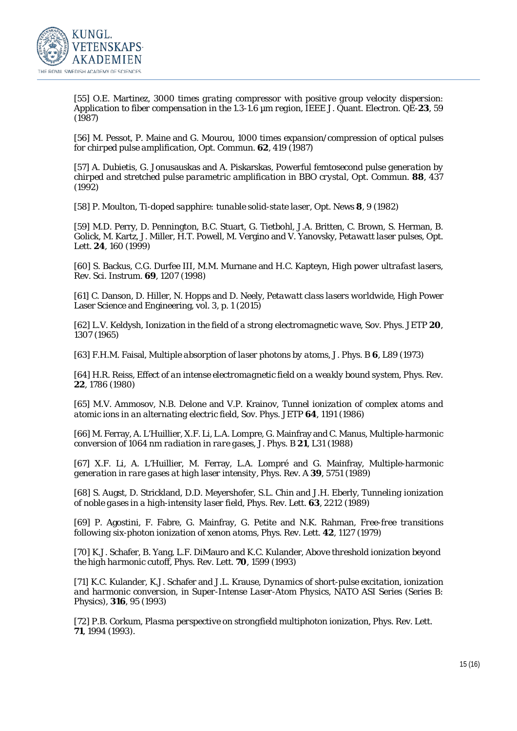[55] O.E. Martinez, *3000 times grating compressor with positive group velocity dispersion: Application to fiber compensation in the 1.3-1.6 µm region*, IEEE J. Quant. Electron. QE-**23**, 59 (1987)

[56] M. Pessot, P. Maine and G. Mourou, *1000 times expansion/compression of optical pulses for chirped pulse amplification*, Opt. Commun. **62**, 419 (1987)

[57] A. Dubietis, G. Jonusauskas and A. Piskarskas, *Powerful femtosecond pulse generation by chirped and stretched pulse parametric amplification in BBO crystal*, Opt. Commun. **88**, 437 (1992)

[58] P. Moulton, *Ti-doped sapphire: tunable solid-state laser*, Opt. News **8**, 9 (1982)

[59] M.D. Perry, D. Pennington, B.C. Stuart, G. Tietbohl, J.A. Britten, C. Brown, S. Herman, B. Golick, M. Kartz, J. Miller, H.T. Powell, M. Vergino and V. Yanovsky, *Petawatt laser pulses*, Opt. Lett. **24**, 160 (1999)

[60] S. Backus, C.G. Durfee III, M.M. Murnane and H.C. Kapteyn, *High power ultrafast lasers*, Rev. Sci. Instrum. **69**, 1207 (1998)

[61] C. Danson, D. Hiller, N. Hopps and D. Neely, *Petawatt class lasers worldwide*, High Power Laser Science and Engineering, vol. 3, p. 1 (2015)

[62] L.V. Keldysh, *Ionization in the field of a strong electromagnetic wave*, Sov. Phys. JETP **20**, 1307 (1965)

[63] F.H.M. Faisal, *Multiple absorption of laser photons by atoms*, J. Phys. B **6**, L89 (1973)

[64] H.R. Reiss, *Effect of an intense electromagnetic field on a weakly bound system*, Phys. Rev. **22**, 1786 (1980)

[65] M.V. Ammosov, N.B. Delone and V.P. Krainov, *Tunnel ionization of complex atoms and atomic ions in an alternating electric field*, Sov. Phys. JETP **64**, 1191 (1986)

[66] M. Ferray, A. L'Huillier, X.F. Li, L.A. Lompre, G. Mainfray and C. Manus, *Multiple-harmonic conversion of 1064 nm radiation in rare gases*, J. Phys. B **21**, L31 (1988)

[67] X.F. Li, A. L'Huillier, M. Ferray, L.A. Lompré and G. Mainfray, *Multiple-harmonic generation in rare gases at high laser intensity*, Phys. Rev. A **39**, 5751 (1989)

[68] S. Augst, D. Strickland, D.D. Meyershofer, S.L. Chin and J.H. Eberly, *Tunneling ionization of noble gases in a high-intensity laser field*, Phys. Rev. Lett. **63**, 2212 (1989)

[69] P. Agostini, F. Fabre, G. Mainfray, G. Petite and N.K. Rahman, *Free-free transitions following six-photon ionization of xenon atoms*, Phys. Rev. Lett. **42**, 1127 (1979)

[70] K.J. Schafer, B. Yang, L.F. DiMauro and K.C. Kulander, *Above threshold ionization beyond the high harmonic cutoff*, Phys. Rev. Lett. **70**, 1599 (1993)

[71] K.C. Kulander, K.J. Schafer and J.L. Krause, *Dynamics of short-pulse excitation, ionization and harmonic conversion*, in Super-Intense Laser-Atom Physics, NATO ASI Series (Series B: Physics), **316**, 95 (1993)

[72] P.B. Corkum, *Plasma perspective on strongfield multiphoton ionization*, Phys. Rev. Lett. **71**, 1994 (1993).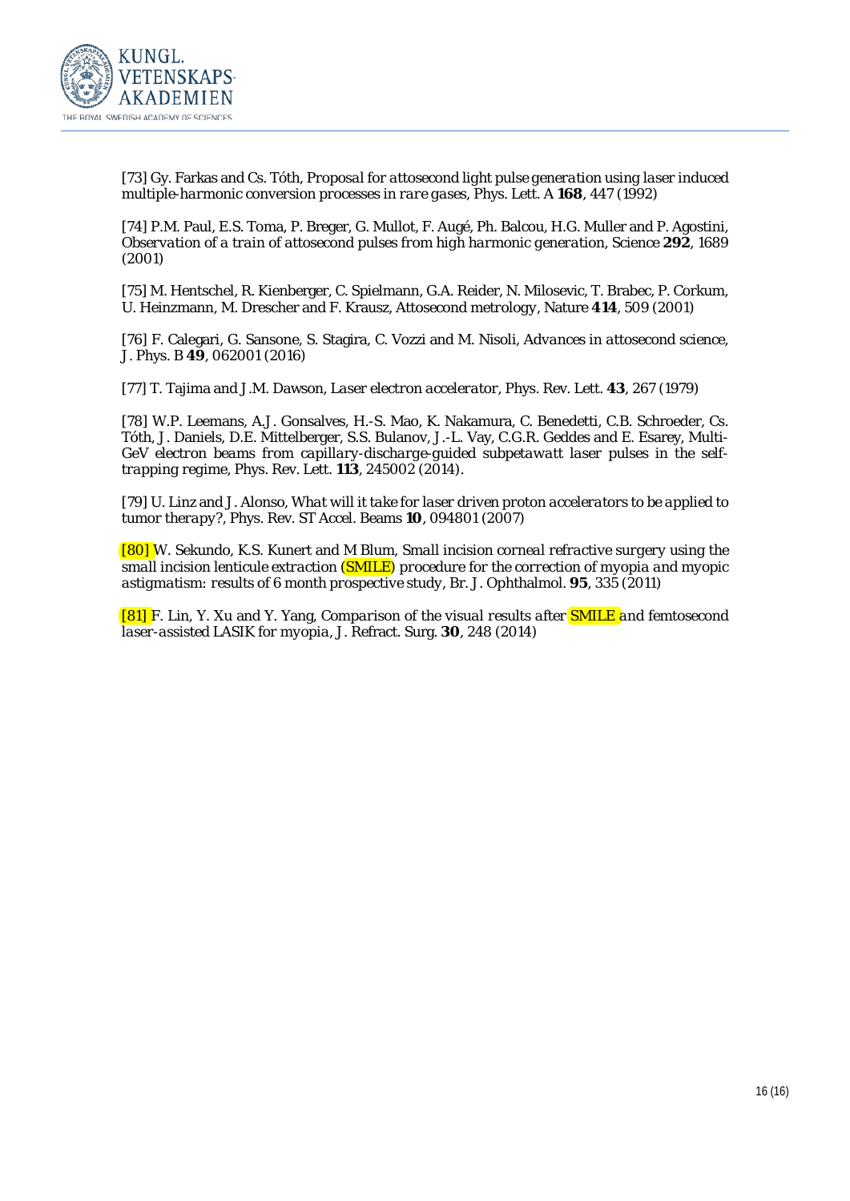[73] Gy. Farkas and Cs. Tóth, *Proposal for attosecond light pulse generation using laser induced multiple-harmonic conversion processes in rare gases*, Phys. Lett. A **168**, 447 (1992)

[74] P.M. Paul, E.S. Toma, P. Breger, G. Mullot, F. Augé, Ph. Balcou, H.G. Muller and P. Agostini, *Observation of a train of attosecond pulses from high harmonic generation*, Science **292**, 1689 (2001)

[75] M. Hentschel, R. Kienberger, C. Spielmann, G.A. Reider, N. Milosevic, T. Brabec, P. Corkum, U. Heinzmann, M. Drescher and F. Krausz, *Attosecond metrology*, Nature **414**, 509 (2001)

[76] F. Calegari, G. Sansone, S. Stagira, C. Vozzi and M. Nisoli, *Advances in attosecond science*, J. Phys. B **49**, 062001 (2016)

[77] T. Tajima and J.M. Dawson, *Laser electron accelerator*, Phys. Rev. Lett. **43**, 267 (1979)

[78] W.P. Leemans, A.J. Gonsalves, H.-S. Mao, K. Nakamura, C. Benedetti, C.B. Schroeder, Cs. Tóth, J. Daniels, D.E. Mittelberger, S.S. Bulanov, J.-L. Vay, C.G.R. Geddes and E. Esarey, *Multi-GeV electron beams from capillary-discharge-guided subpetawatt laser pulses in the self-trapping regime*, Phys. Rev. Lett. **113**, 245002 (2014).

[79] U. Linz and J. Alonso, *What will it take for laser driven proton accelerators to be applied to tumor therapy?*, Phys. Rev. ST Accel. Beams **10**, 094801 (2007)

[80] W. Sekundo, K.S. Kunert and M Blum, *Small incision corneal refractive surgery using the small incision lenticule extraction (SMILE) procedure for the correction of myopia and myopic astigmatism: results of 6 month prospective study*, Br. J. Ophthalmol. **95**, 335 (2011)

[81] F. Lin, Y. Xu and Y. Yang, *Comparison of the visual results after SMILE and femtosecond laser-assisted LASIK for myopia*, J. Refract. Surg. **30**, 248 (2014)